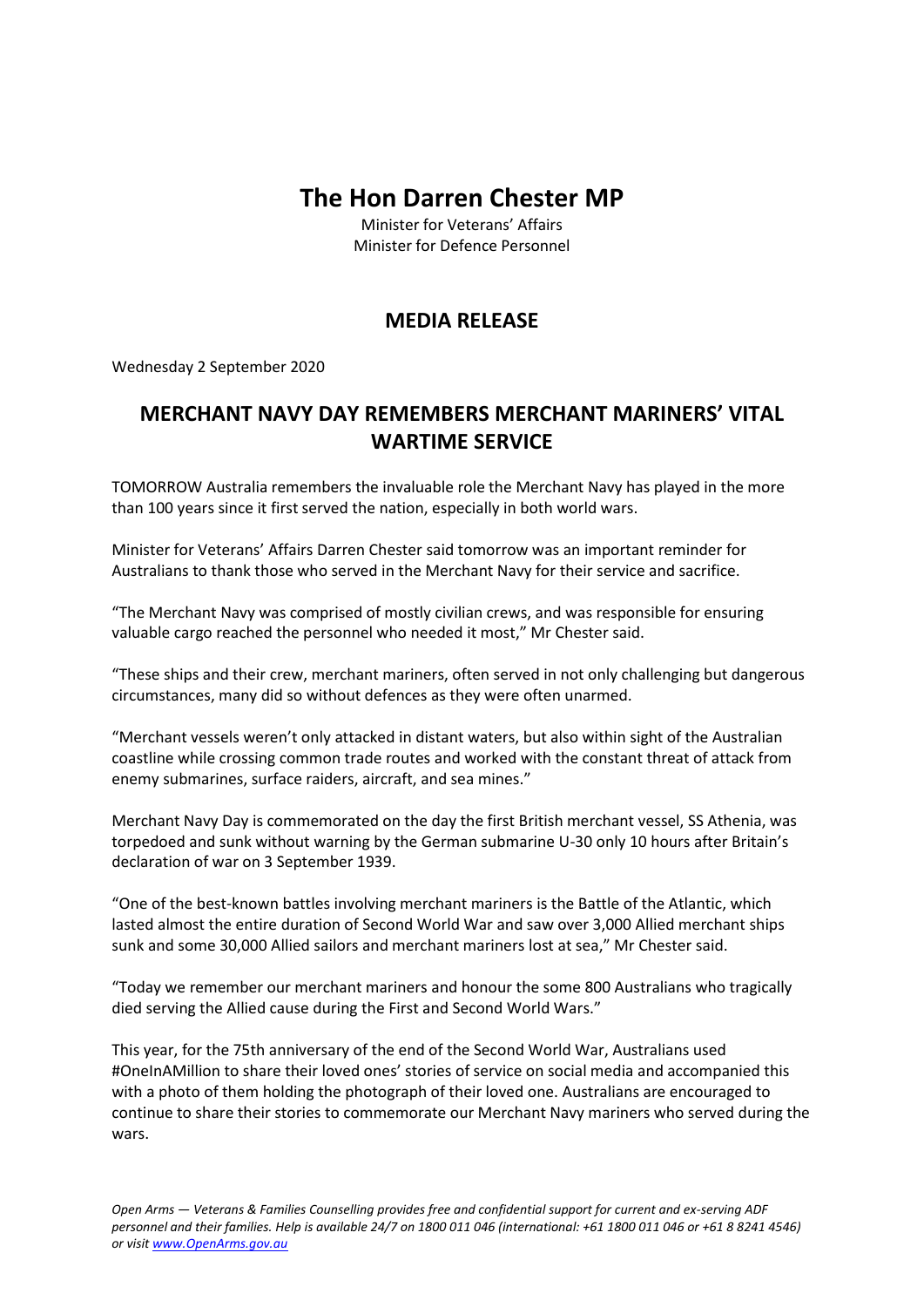# The Hon Darren Chester MP

Minister for Veterans' Affairs
Minister for Defence Personnel

## MEDIA RELEASE

Wednesday 2 September 2020

## MERCHANT NAVY DAY REMEMBERS MERCHANT MARINERS' VITAL WARTIME SERVICE

TOMORROW Australia remembers the invaluable role the Merchant Navy has played in the more than 100 years since it first served the nation, especially in both world wars.

Minister for Veterans' Affairs Darren Chester said tomorrow was an important reminder for Australians to thank those who served in the Merchant Navy for their service and sacrifice.

"The Merchant Navy was comprised of mostly civilian crews, and was responsible for ensuring valuable cargo reached the personnel who needed it most," Mr Chester said.

"These ships and their crew, merchant mariners, often served in not only challenging but dangerous circumstances, many did so without defences as they were often unarmed.

"Merchant vessels weren't only attacked in distant waters, but also within sight of the Australian coastline while crossing common trade routes and worked with the constant threat of attack from enemy submarines, surface raiders, aircraft, and sea mines."

Merchant Navy Day is commemorated on the day the first British merchant vessel, SS Athenia, was torpedoed and sunk without warning by the German submarine U-30 only 10 hours after Britain's declaration of war on 3 September 1939.

"One of the best-known battles involving merchant mariners is the Battle of the Atlantic, which lasted almost the entire duration of Second World War and saw over 3,000 Allied merchant ships sunk and some 30,000 Allied sailors and merchant mariners lost at sea," Mr Chester said.

"Today we remember our merchant mariners and honour the some 800 Australians who tragically died serving the Allied cause during the First and Second World Wars."

This year, for the 75th anniversary of the end of the Second World War, Australians used #OneInAMillion to share their loved ones' stories of service on social media and accompanied this with a photo of them holding the photograph of their loved one. Australians are encouraged to continue to share their stories to commemorate our Merchant Navy mariners who served during the wars.

*Open Arms — Veterans & Families Counselling provides free and confidential support for current and ex-serving ADF personnel and their families. Help is available 24/7 on 1800 011 046 (international: +61 1800 011 046 or +61 8 8241 4546) or visit [www.OpenArms.gov.au](http://www.OpenArms.gov.au)*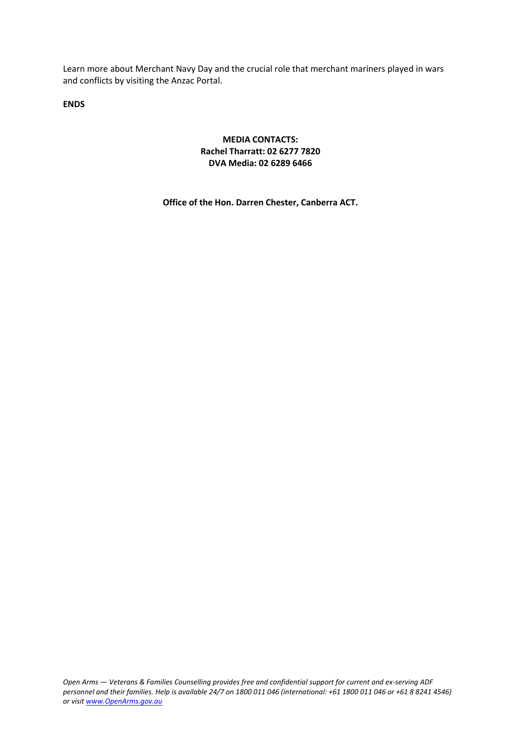Learn more about Merchant Navy Day and the crucial role that merchant mariners played in wars and conflicts by visiting the Anzac Portal.

**ENDS**

**MEDIA CONTACTS:**
**Rachel Tharratt: 02 6277 7820**
**DVA Media: 02 6289 6466**

**Office of the Hon. Darren Chester, Canberra ACT.**

*Open Arms — Veterans & Families Counselling provides free and confidential support for current and ex-serving ADF personnel and their families. Help is available 24/7 on 1800 011 046 (international: +61 1800 011 046 or +61 8 8241 4546) or visit [www.OpenArms.gov.au](www.OpenArms.gov.au)*